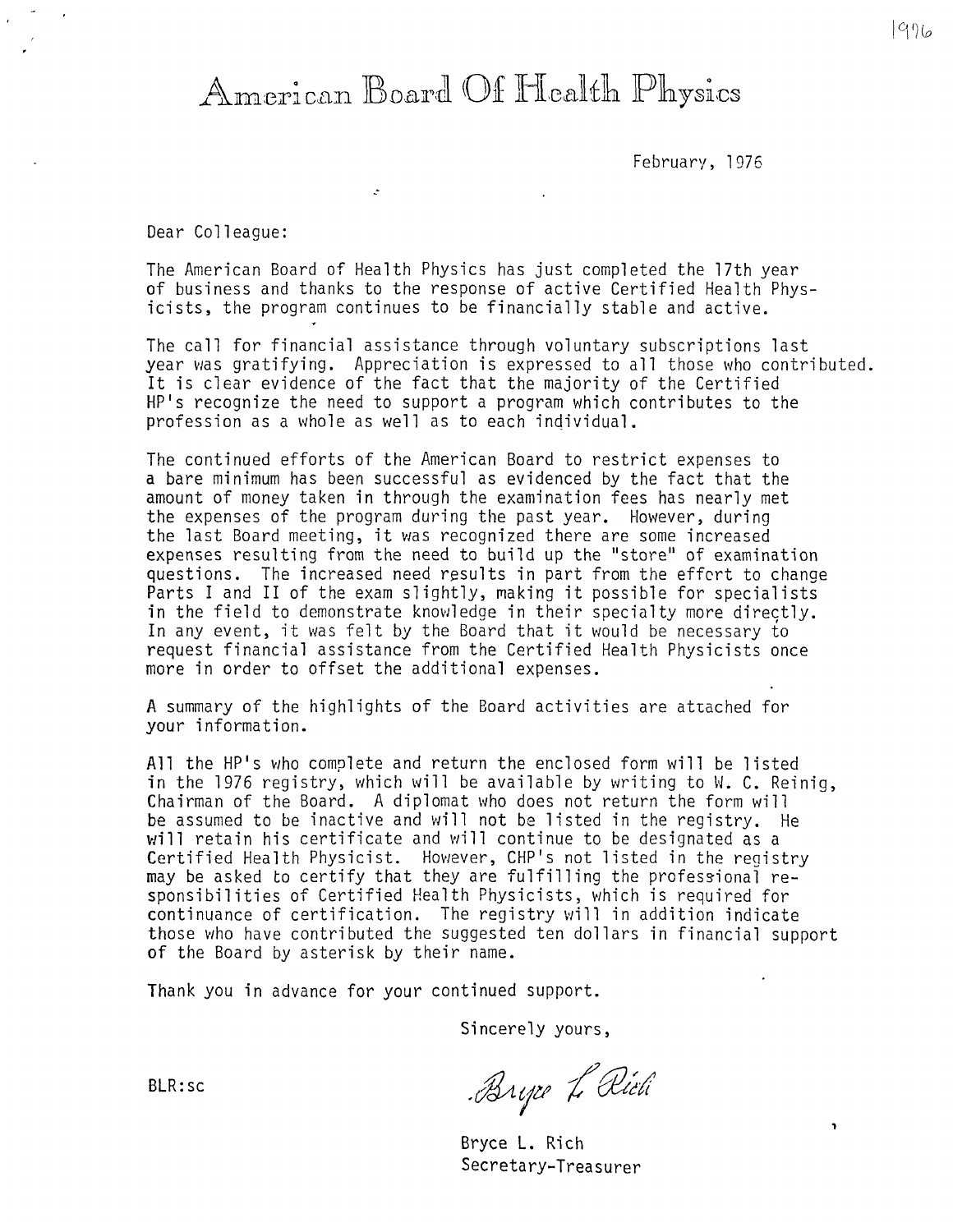# American Board Of Health Physics

February, 1976

Dear Colleague:

The American Board of Health Physics has just completed the 17th year of business and thanks to the response of active Certified Health Physicists, the program continues to be financially stable and active.

The call for financial assistance through voluntary subscriptions last year was gratifying. Appreciation is expressed to all those who contributed. It is clear evidence of the fact that the majority of the Certified HP's recognize the need to support a program which contributes to the profession as a whole as well as to each individual.

The continued efforts of the American Board to restrict expenses to a bare minimum has been successful as evidenced by the fact that the amount of money taken in through the examination fees has nearly met the expenses of the program during the past year. However, during the last Board meeting, it was recognized there are some increased expenses resulting from the need to build up the "store" of examination questions. The increased need results in part from the effort to change Parts I and II of the exam slightly, making it possible for specialists in the field to demonstrate knowledge in their specialty more directly. In any event, it was felt by the Board that it would be necessary to request financial assistance from the Certified Health Physicists once more in order to offset the additional expenses.

A summary of the highlights of the Board activities are attached for your information.

All the HP's who complete and return the enclosed form will be listed in the 1976 registry, which will be available by writing to W. C. Reinig, Chairman of the Board. A diplomat who does not return the form will be assumed to be inactive and will not be listed in the registry. He will retain his certificate and will continue to be designated as a Certified Health Physicist. However, CHP's not listed in the registry may be asked to certify that they are fulfilling the professional responsibilities of Certified Health Physicists, which is required for continuance of certification. The registry will in addition indicate those who have contributed the suggested ten dollars in financial support of the Board by asterisk by their name.

Thank you in advance for your continued support.

Sincerely yours,

Bryce L. Rich

BLR:sc

Bryce L. Rich
Secretary-Treasurer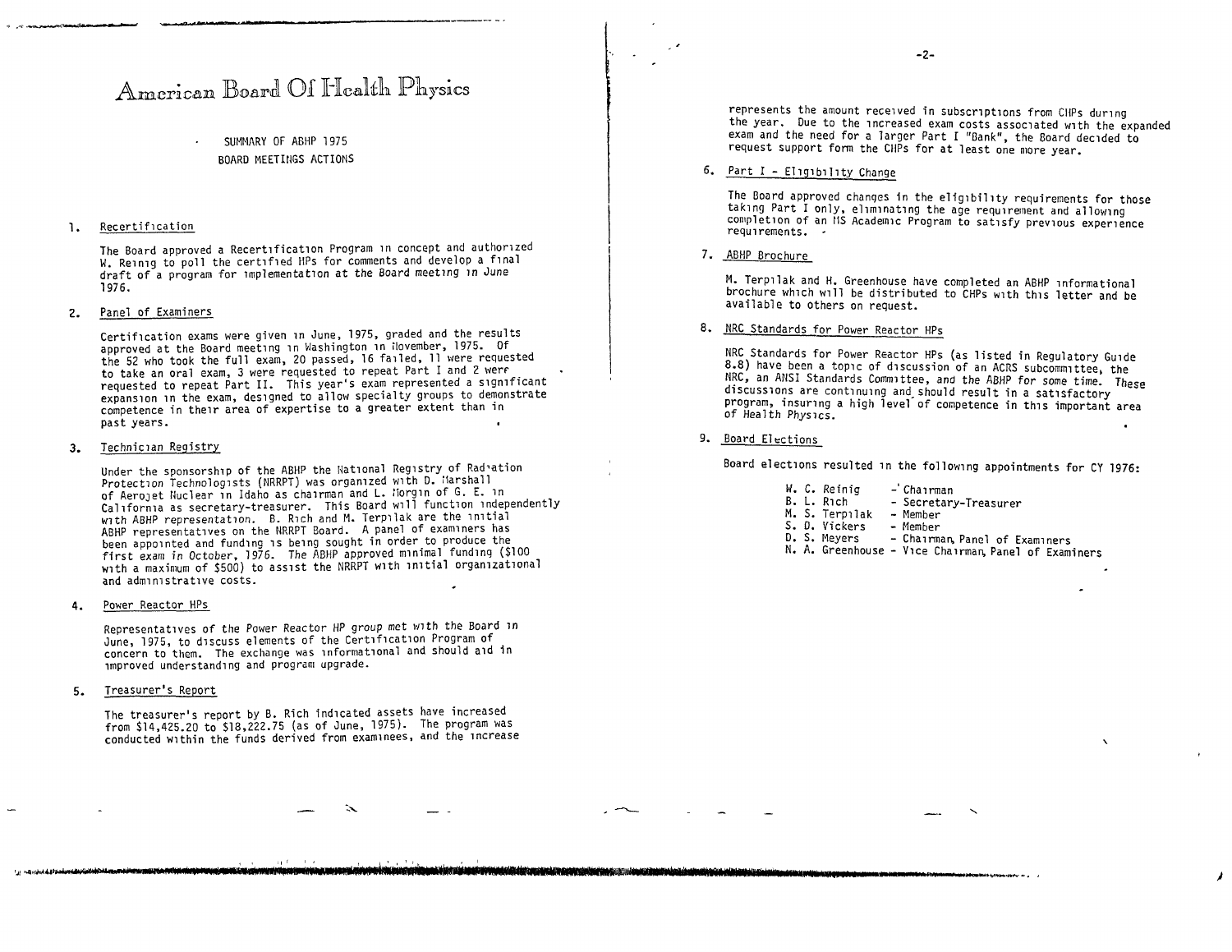# American Board Of Health Physics

SUMMARY OF ABHP 1975
BOARD MEETINGS ACTIONS

1. Recertification

   The Board approved a Recertification Program in concept and authorized W. Reinig to poll the certified HPs for comments and develop a final draft of a program for implementation at the Board meeting in June 1976.

2. Panel of Examiners

   Certification exams were given in June, 1975, graded and the results approved at the Board meeting in Washington in November, 1975. Of the 52 who took the full exam, 20 passed, 16 failed, 11 were requested to take an oral exam, 3 were requested to repeat Part I and 2 were requested to repeat Part II. This year's exam represented a significant expansion in the exam, designed to allow specialty groups to demonstrate competence in their area of expertise to a greater extent than in past years.

3. Technician Registry

   Under the sponsorship of the ABHP the National Registry of Radiation Protection Technologists (NRRPT) was organized with D. Marshall of Aerojet Nuclear in Idaho as chairman and L. Morgin of G. E. in California as secretary-treasurer. This Board will function independently with ABHP representation. B. Rich and M. Terpilak are the initial ABHP representatives on the NRRPT Board. A panel of examiners has been appointed and funding is being sought in order to produce the first exam in October, 1976. The ABHP approved minimal funding ($100 with a maximum of $500) to assist the NRRPT with initial organizational and administrative costs.

4. Power Reactor HPs

   Representatives of the Power Reactor HP group met with the Board in June, 1975, to discuss elements of the Certification Program of concern to them. The exchange was informational and should aid in improved understanding and program upgrade.

5. Treasurer's Report

   The treasurer's report by B. Rich indicated assets have increased from $14,425.20 to $18,222.75 (as of June, 1975). The program was conducted within the funds derived from examinees, and the increase represents the amount received in subscriptions from CHPs during the year. Due to the increased exam costs associated with the expanded exam and the need for a larger Part I "Bank", the Board decided to request support form the CHPs for at least one more year.

6. Part I - Eligibility Change

   The Board approved changes in the eligibility requirements for those taking Part I only, eliminating the age requirement and allowing completion of an MS Academic Program to satisfy previous experience requirements.

7. ABHP Brochure

   M. Terpilak and H. Greenhouse have completed an ABHP informational brochure which will be distributed to CHPs with this letter and be available to others on request.

8. NRC Standards for Power Reactor HPs

   NRC Standards for Power Reactor HPs (as listed in Regulatory Guide 8.8) have been a topic of discussion of an ACRS subcommittee, the NRC, an ANSI Standards Committee, and the ABHP for some time. These discussions are continuing and should result in a satisfactory program, insuring a high level of competence in this important area of Health Physics.

9. Board Elections

   Board elections resulted in the following appointments for CY 1976:

   W. C. Reinig - Chairman
   B. L. Rich - Secretary-Treasurer
   M. S. Terpilak - Member
   S. D. Vickers - Member
   D. S. Meyers - Chairman, Panel of Examiners
   N. A. Greenhouse - Vice Chairman, Panel of Examiners